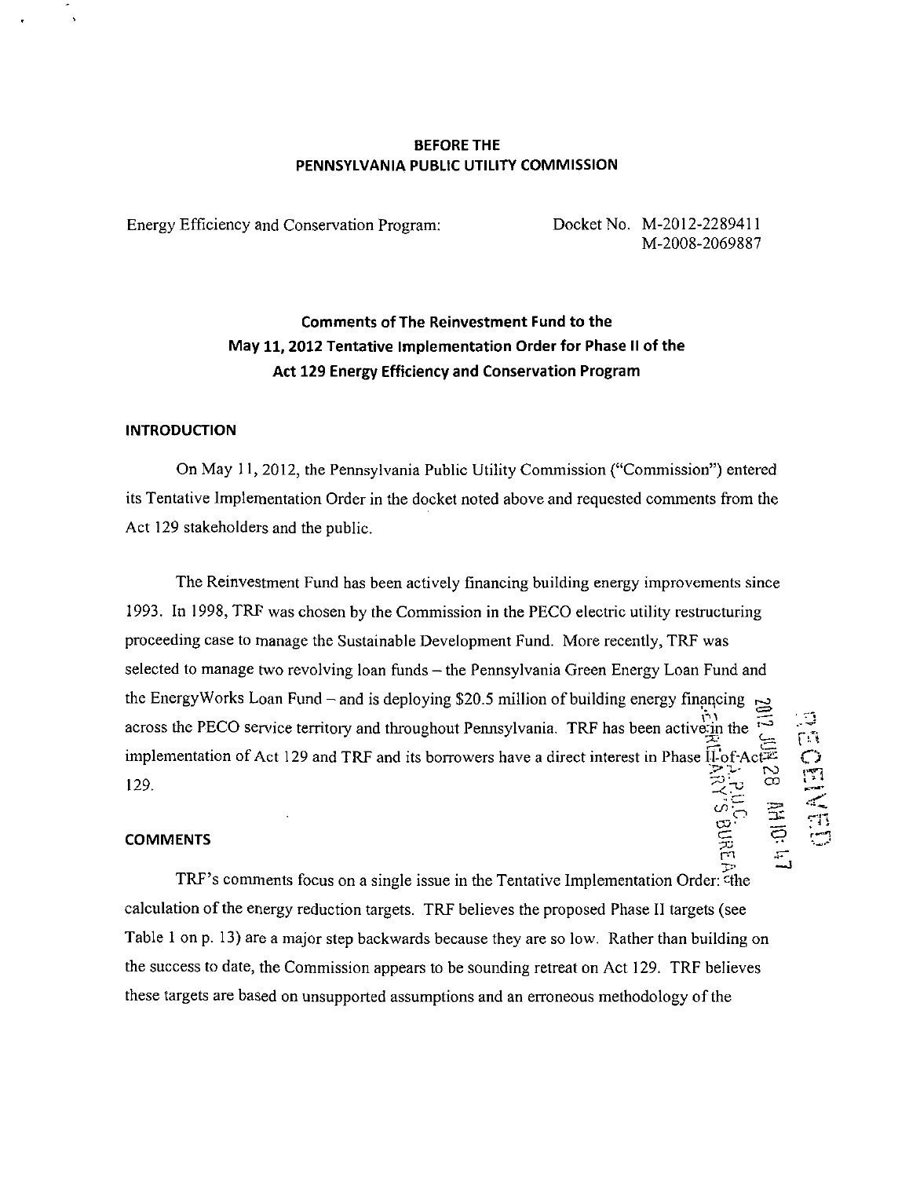**BEFORE THE**
**PENNSYLVANIA PUBLIC UTILITY COMMISSION**

Energy Efficiency and Conservation Program: Docket No. M-2012-2289411
M-2008-2069887

## Comments of The Reinvestment Fund to the May 11, 2012 Tentative Implementation Order for Phase II of the Act 129 Energy Efficiency and Conservation Program

### INTRODUCTION

On May 11, 2012, the Pennsylvania Public Utility Commission ("Commission") entered its Tentative Implementation Order in the docket noted above and requested comments from the Act 129 stakeholders and the public.

The Reinvestment Fund has been actively financing building energy improvements since 1993. In 1998, TRF was chosen by the Commission in the PECO electric utility restructuring proceeding case to manage the Sustainable Development Fund. More recently, TRF was selected to manage two revolving loan funds – the Pennsylvania Green Energy Loan Fund and the EnergyWorks Loan Fund – and is deploying $20.5 million of building energy financing across the PECO service territory and throughout Pennsylvania. TRF has been active in the implementation of Act 129 and TRF and its borrowers have a direct interest in Phase II of Act 129.

### COMMENTS

TRF's comments focus on a single issue in the Tentative Implementation Order: the calculation of the energy reduction targets. TRF believes the proposed Phase II targets (see Table 1 on p. 13) are a major step backwards because they are so low. Rather than building on the success to date, the Commission appears to be sounding retreat on Act 129. TRF believes these targets are based on unsupported assumptions and an erroneous methodology of the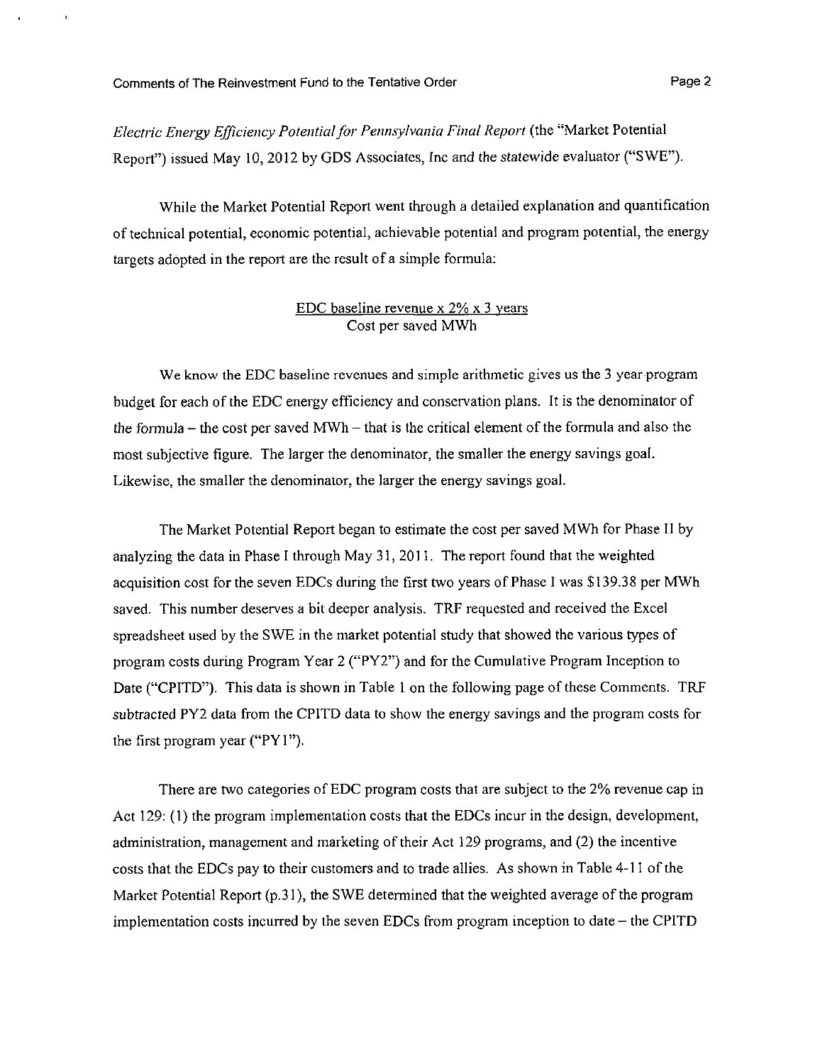*Electric Energy Efficiency Potential for Pennsylvania Final Report* (the "Market Potential Report") issued May 10, 2012 by GDS Associates, Inc and the statewide evaluator ("SWE").

While the Market Potential Report went through a detailed explanation and quantification of technical potential, economic potential, achievable potential and program potential, the energy targets adopted in the report are the result of a simple formula:

$$\frac{\text{EDC baseline revenue} \times 2\% \times 3 \text{ years}}{\text{Cost per saved MWh}}$$

We know the EDC baseline revenues and simple arithmetic gives us the 3 year program budget for each of the EDC energy efficiency and conservation plans. It is the denominator of the formula – the cost per saved MWh – that is the critical element of the formula and also the most subjective figure. The larger the denominator, the smaller the energy savings goal. Likewise, the smaller the denominator, the larger the energy savings goal.

The Market Potential Report began to estimate the cost per saved MWh for Phase II by analyzing the data in Phase I through May 31, 2011. The report found that the weighted acquisition cost for the seven EDCs during the first two years of Phase I was $139.38 per MWh saved. This number deserves a bit deeper analysis. TRF requested and received the Excel spreadsheet used by the SWE in the market potential study that showed the various types of program costs during Program Year 2 ("PY2") and for the Cumulative Program Inception to Date ("CPITD"). This data is shown in Table 1 on the following page of these Comments. TRF subtracted PY2 data from the CPITD data to show the energy savings and the program costs for the first program year ("PY1").

There are two categories of EDC program costs that are subject to the 2% revenue cap in Act 129: (1) the program implementation costs that the EDCs incur in the design, development, administration, management and marketing of their Act 129 programs, and (2) the incentive costs that the EDCs pay to their customers and to trade allies. As shown in Table 4-11 of the Market Potential Report (p.31), the SWE determined that the weighted average of the program implementation costs incurred by the seven EDCs from program inception to date – the CPITD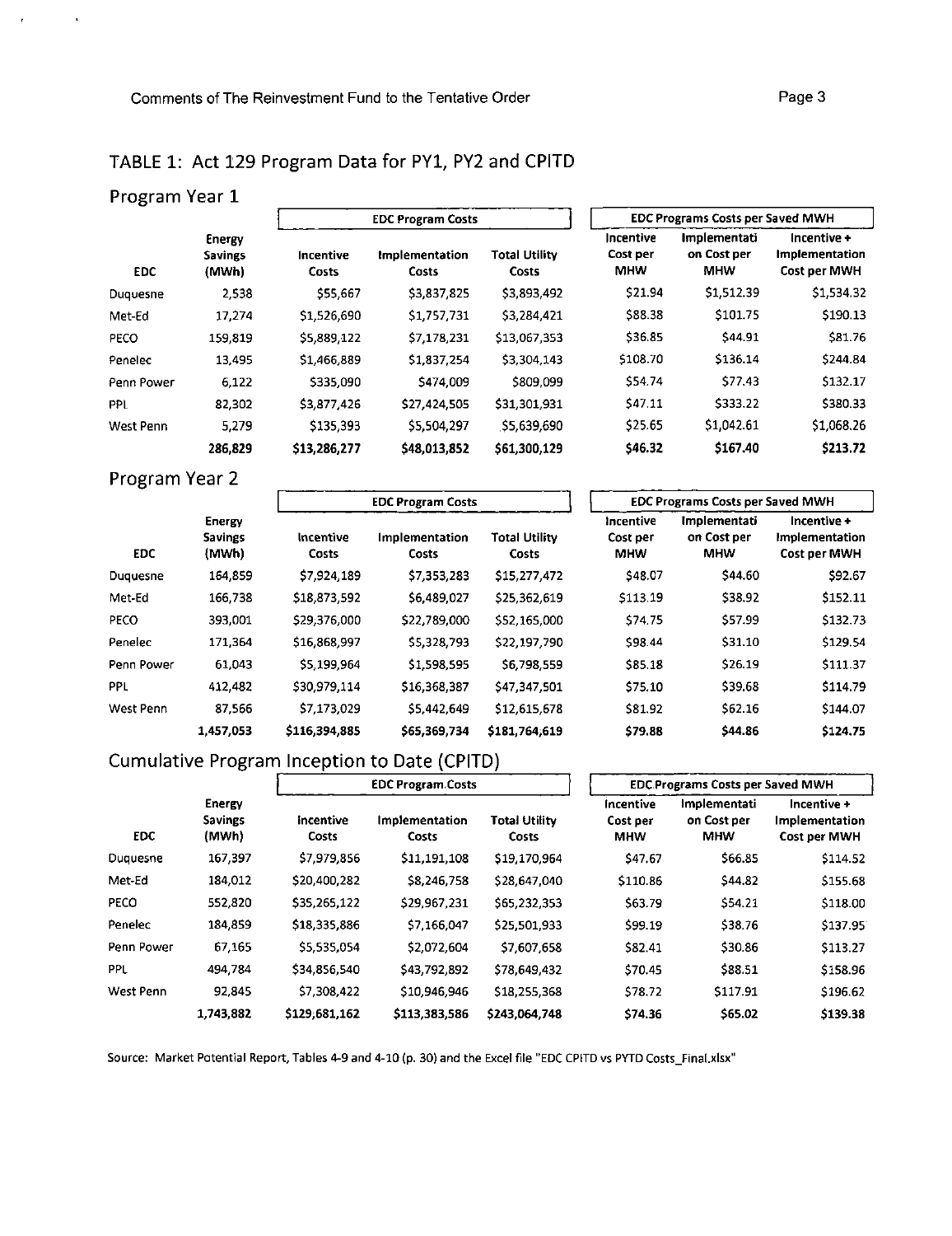## TABLE 1: Act 129 Program Data for PY1, PY2 and CPITD

### Program Year 1

| EDC | Energy Savings (MWh) | EDC Program Costs | | | EDC Programs Costs per Saved MWH | | |
|---|---|---|---|---|---|---|---|
| | | Incentive Costs | Implementation Costs | Total Utility Costs | Incentive Cost per MHW | Implementati on Cost per MHW | Incentive + Implementation Cost per MWH |
| Duquesne | 2,538 | $55,667 | $3,837,825 | $3,893,492 | $21.94 | $1,512.39 | $1,534.32 |
| Met-Ed | 17,274 | $1,526,690 | $1,757,731 | $3,284,421 | $88.38 | $101.75 | $190.13 |
| PECO | 159,819 | $5,889,122 | $7,178,231 | $13,067,353 | $36.85 | $44.91 | $81.76 |
| Penelec | 13,495 | $1,466,889 | $1,837,254 | $3,304,143 | $108.70 | $136.14 | $244.84 |
| Penn Power | 6,122 | $335,090 | $474,009 | $809,099 | $54.74 | $77.43 | $132.17 |
| PPL | 82,302 | $3,877,426 | $27,424,505 | $31,301,931 | $47.11 | $333.22 | $380.33 |
| West Penn | 5,279 | $135,393 | $5,504,297 | $5,639,690 | $25.65 | $1,042.61 | $1,068.26 |
| | **286,829** | **$13,286,277** | **$48,013,852** | **$61,300,129** | **$46.32** | **$167.40** | **$213.72** |

### Program Year 2

| EDC | Energy Savings (MWh) | EDC Program Costs | | | EDC Programs Costs per Saved MWH | | |
|---|---|---|---|---|---|---|---|
| | | Incentive Costs | Implementation Costs | Total Utility Costs | Incentive Cost per MHW | Implementati on Cost per MHW | Incentive + Implementation Cost per MWH |
| Duquesne | 164,859 | $7,924,189 | $7,353,283 | $15,277,472 | $48.07 | $44.60 | $92.67 |
| Met-Ed | 166,738 | $18,873,592 | $6,489,027 | $25,362,619 | $113.19 | $38.92 | $152.11 |
| PECO | 393,001 | $29,376,000 | $22,789,000 | $52,165,000 | $74.75 | $57.99 | $132.73 |
| Penelec | 171,364 | $16,868,997 | $5,328,793 | $22,197,790 | $98.44 | $31.10 | $129.54 |
| Penn Power | 61,043 | $5,199,964 | $1,598,595 | $6,798,559 | $85.18 | $26.19 | $111.37 |
| PPL | 412,482 | $30,979,114 | $16,368,387 | $47,347,501 | $75.10 | $39.68 | $114.79 |
| West Penn | 87,566 | $7,173,029 | $5,442,649 | $12,615,678 | $81.92 | $62.16 | $144.07 |
| | **1,457,053** | **$116,394,885** | **$65,369,734** | **$181,764,619** | **$79.88** | **$44.86** | **$124.75** |

### Cumulative Program Inception to Date (CPITD)

| EDC | Energy Savings (MWh) | EDC Program Costs | | | EDC Programs Costs per Saved MWH | | |
|---|---|---|---|---|---|---|---|
| | | Incentive Costs | Implementation Costs | Total Utility Costs | Incentive Cost per MHW | Implementati on Cost per MHW | Incentive + Implementation Cost per MWH |
| Duquesne | 167,397 | $7,979,856 | $11,191,108 | $19,170,964 | $47.67 | $66.85 | $114.52 |
| Met-Ed | 184,012 | $20,400,282 | $8,246,758 | $28,647,040 | $110.86 | $44.82 | $155.68 |
| PECO | 552,820 | $35,265,122 | $29,967,231 | $65,232,353 | $63.79 | $54.21 | $118.00 |
| Penelec | 184,859 | $18,335,886 | $7,166,047 | $25,501,933 | $99.19 | $38.76 | $137.95 |
| Penn Power | 67,165 | $5,535,054 | $2,072,604 | $7,607,658 | $82.41 | $30.86 | $113.27 |
| PPL | 494,784 | $34,856,540 | $43,792,892 | $78,649,432 | $70.45 | $88.51 | $158.96 |
| West Penn | 92,845 | $7,308,422 | $10,946,946 | $18,255,368 | $78.72 | $117.91 | $196.62 |
| | **1,743,882** | **$129,681,162** | **$113,383,586** | **$243,064,748** | **$74.36** | **$65.02** | **$139.38** |

Source: Market Potential Report, Tables 4-9 and 4-10 (p. 30) and the Excel file "EDC CPITD vs PYTD Costs_Final.xlsx"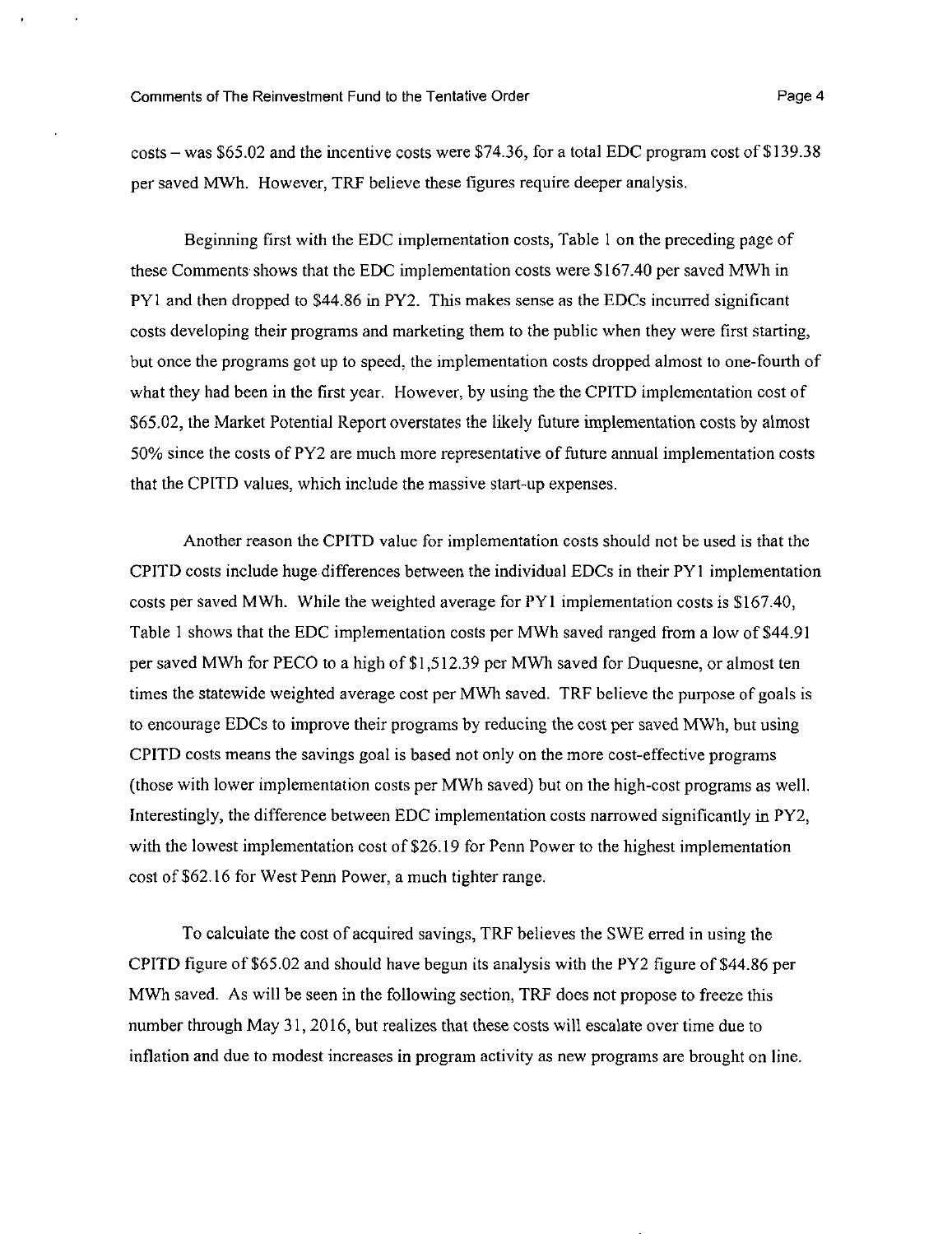costs – was $65.02 and the incentive costs were $74.36, for a total EDC program cost of $139.38 per saved MWh. However, TRF believe these figures require deeper analysis.

Beginning first with the EDC implementation costs, Table 1 on the preceding page of these Comments shows that the EDC implementation costs were $167.40 per saved MWh in PY1 and then dropped to $44.86 in PY2. This makes sense as the EDCs incurred significant costs developing their programs and marketing them to the public when they were first starting, but once the programs got up to speed, the implementation costs dropped almost to one-fourth of what they had been in the first year. However, by using the the CPITD implementation cost of $65.02, the Market Potential Report overstates the likely future implementation costs by almost 50% since the costs of PY2 are much more representative of future annual implementation costs that the CPITD values, which include the massive start-up expenses.

Another reason the CPITD value for implementation costs should not be used is that the CPITD costs include huge differences between the individual EDCs in their PY1 implementation costs per saved MWh. While the weighted average for PY1 implementation costs is $167.40, Table 1 shows that the EDC implementation costs per MWh saved ranged from a low of $44.91 per saved MWh for PECO to a high of $1,512.39 per MWh saved for Duquesne, or almost ten times the statewide weighted average cost per MWh saved. TRF believe the purpose of goals is to encourage EDCs to improve their programs by reducing the cost per saved MWh, but using CPITD costs means the savings goal is based not only on the more cost-effective programs (those with lower implementation costs per MWh saved) but on the high-cost programs as well. Interestingly, the difference between EDC implementation costs narrowed significantly in PY2, with the lowest implementation cost of $26.19 for Penn Power to the highest implementation cost of $62.16 for West Penn Power, a much tighter range.

To calculate the cost of acquired savings, TRF believes the SWE erred in using the CPITD figure of $65.02 and should have begun its analysis with the PY2 figure of $44.86 per MWh saved. As will be seen in the following section, TRF does not propose to freeze this number through May 31, 2016, but realizes that these costs will escalate over time due to inflation and due to modest increases in program activity as new programs are brought on line.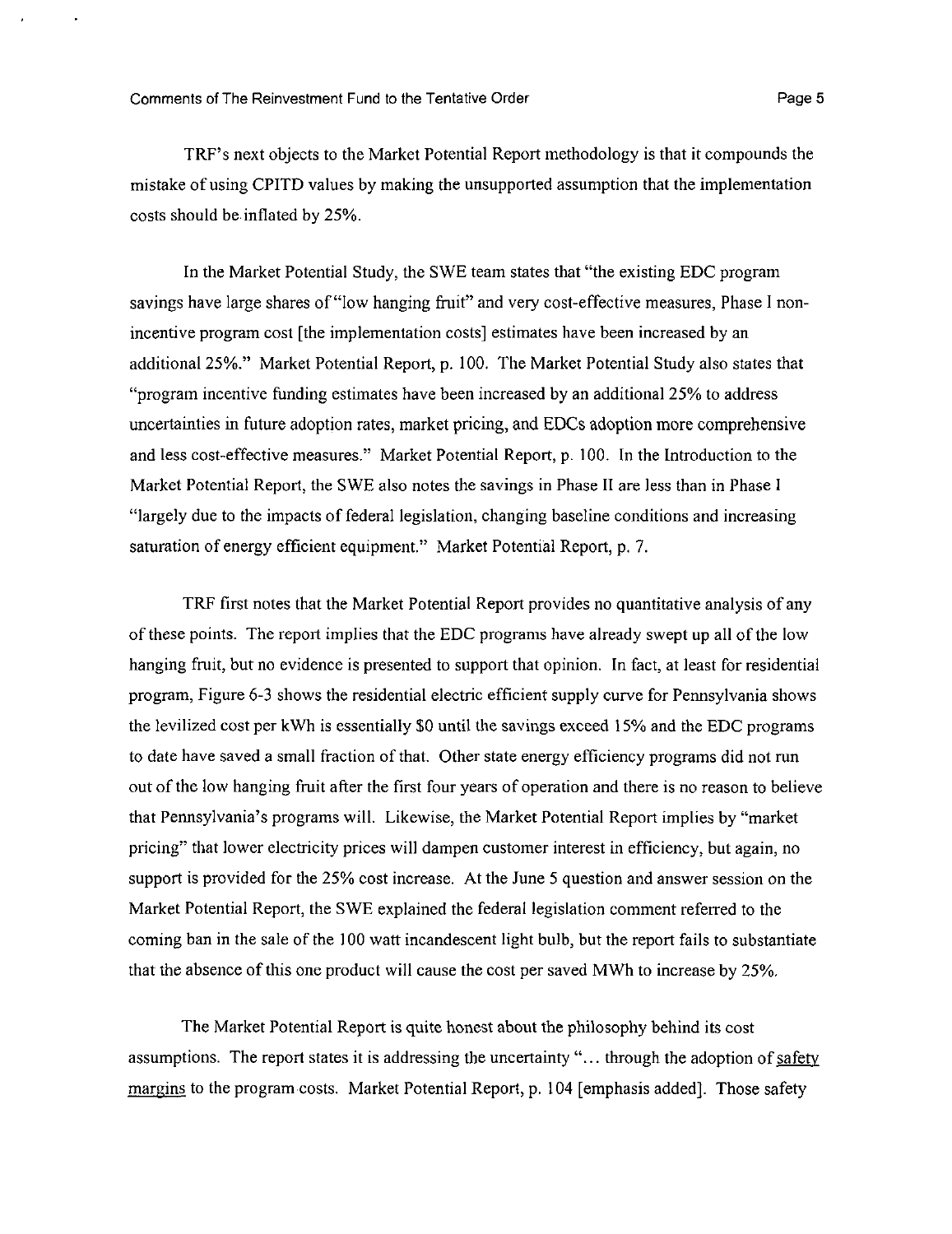TRF's next objects to the Market Potential Report methodology is that it compounds the mistake of using CPITD values by making the unsupported assumption that the implementation costs should be inflated by 25%.

In the Market Potential Study, the SWE team states that "the existing EDC program savings have large shares of "low hanging fruit" and very cost-effective measures, Phase I non-incentive program cost [the implementation costs] estimates have been increased by an additional 25%." Market Potential Report, p. 100. The Market Potential Study also states that "program incentive funding estimates have been increased by an additional 25% to address uncertainties in future adoption rates, market pricing, and EDCs adoption more comprehensive and less cost-effective measures." Market Potential Report, p. 100. In the Introduction to the Market Potential Report, the SWE also notes the savings in Phase II are less than in Phase I "largely due to the impacts of federal legislation, changing baseline conditions and increasing saturation of energy efficient equipment." Market Potential Report, p. 7.

TRF first notes that the Market Potential Report provides no quantitative analysis of any of these points. The report implies that the EDC programs have already swept up all of the low hanging fruit, but no evidence is presented to support that opinion. In fact, at least for residential program, Figure 6-3 shows the residential electric efficient supply curve for Pennsylvania shows the levilized cost per kWh is essentially $0 until the savings exceed 15% and the EDC programs to date have saved a small fraction of that. Other state energy efficiency programs did not run out of the low hanging fruit after the first four years of operation and there is no reason to believe that Pennsylvania's programs will. Likewise, the Market Potential Report implies by "market pricing" that lower electricity prices will dampen customer interest in efficiency, but again, no support is provided for the 25% cost increase. At the June 5 question and answer session on the Market Potential Report, the SWE explained the federal legislation comment referred to the coming ban in the sale of the 100 watt incandescent light bulb, but the report fails to substantiate that the absence of this one product will cause the cost per saved MWh to increase by 25%.

The Market Potential Report is quite honest about the philosophy behind its cost assumptions. The report states it is addressing the uncertainty "... through the adoption of <u>safety margins</u> to the program costs. Market Potential Report, p. 104 [emphasis added]. Those safety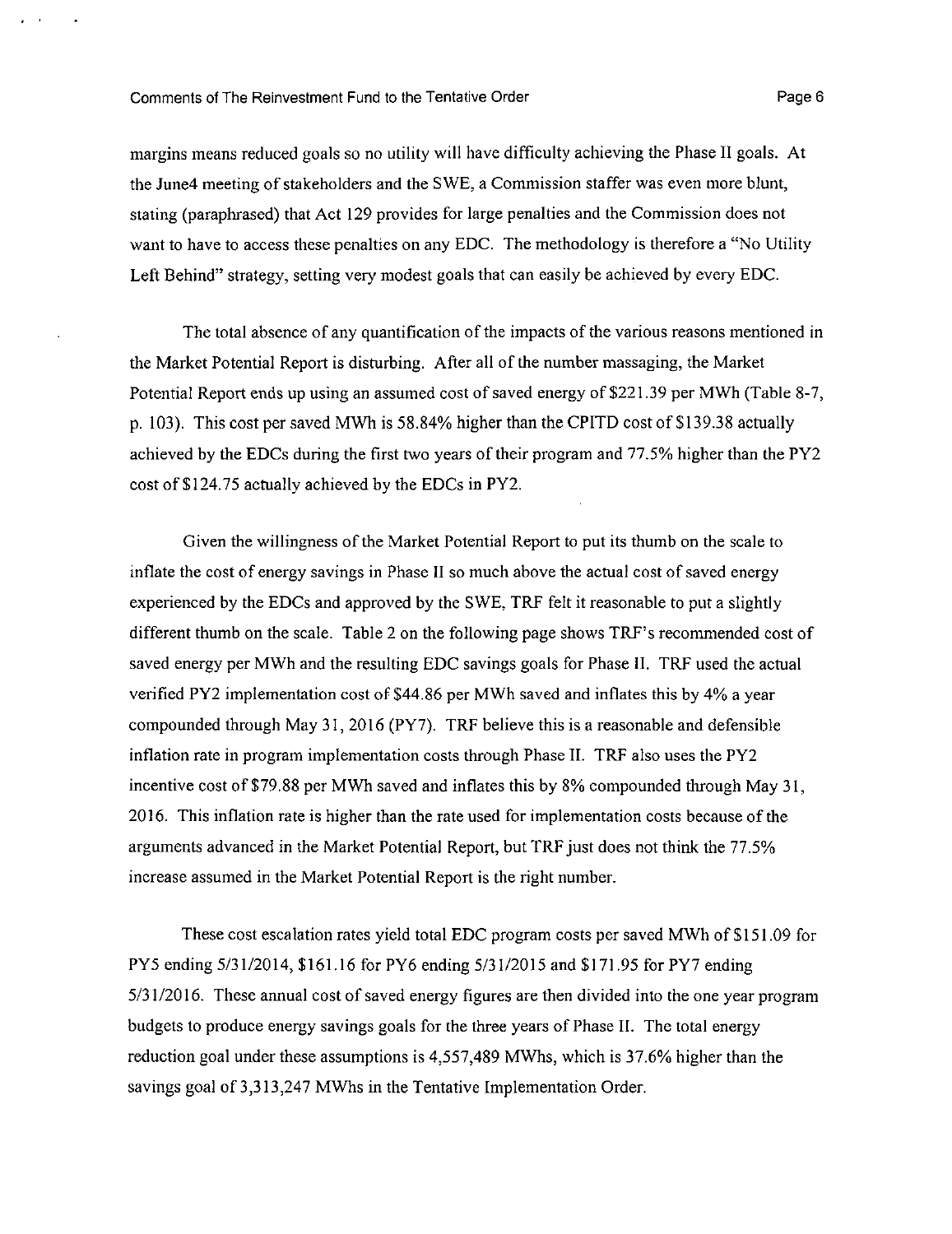margins means reduced goals so no utility will have difficulty achieving the Phase II goals. At the June4 meeting of stakeholders and the SWE, a Commission staffer was even more blunt, stating (paraphrased) that Act 129 provides for large penalties and the Commission does not want to have to access these penalties on any EDC. The methodology is therefore a "No Utility Left Behind" strategy, setting very modest goals that can easily be achieved by every EDC.

The total absence of any quantification of the impacts of the various reasons mentioned in the Market Potential Report is disturbing. After all of the number massaging, the Market Potential Report ends up using an assumed cost of saved energy of $221.39 per MWh (Table 8-7, p. 103). This cost per saved MWh is 58.84% higher than the CPITD cost of $139.38 actually achieved by the EDCs during the first two years of their program and 77.5% higher than the PY2 cost of $124.75 actually achieved by the EDCs in PY2.

Given the willingness of the Market Potential Report to put its thumb on the scale to inflate the cost of energy savings in Phase II so much above the actual cost of saved energy experienced by the EDCs and approved by the SWE, TRF felt it reasonable to put a slightly different thumb on the scale. Table 2 on the following page shows TRF's recommended cost of saved energy per MWh and the resulting EDC savings goals for Phase II. TRF used the actual verified PY2 implementation cost of $44.86 per MWh saved and inflates this by 4% a year compounded through May 31, 2016 (PY7). TRF believe this is a reasonable and defensible inflation rate in program implementation costs through Phase II. TRF also uses the PY2 incentive cost of $79.88 per MWh saved and inflates this by 8% compounded through May 31, 2016. This inflation rate is higher than the rate used for implementation costs because of the arguments advanced in the Market Potential Report, but TRF just does not think the 77.5% increase assumed in the Market Potential Report is the right number.

These cost escalation rates yield total EDC program costs per saved MWh of $151.09 for PY5 ending 5/31/2014, $161.16 for PY6 ending 5/31/2015 and $171.95 for PY7 ending 5/31/2016. These annual cost of saved energy figures are then divided into the one year program budgets to produce energy savings goals for the three years of Phase II. The total energy reduction goal under these assumptions is 4,557,489 MWhs, which is 37.6% higher than the savings goal of 3,313,247 MWhs in the Tentative Implementation Order.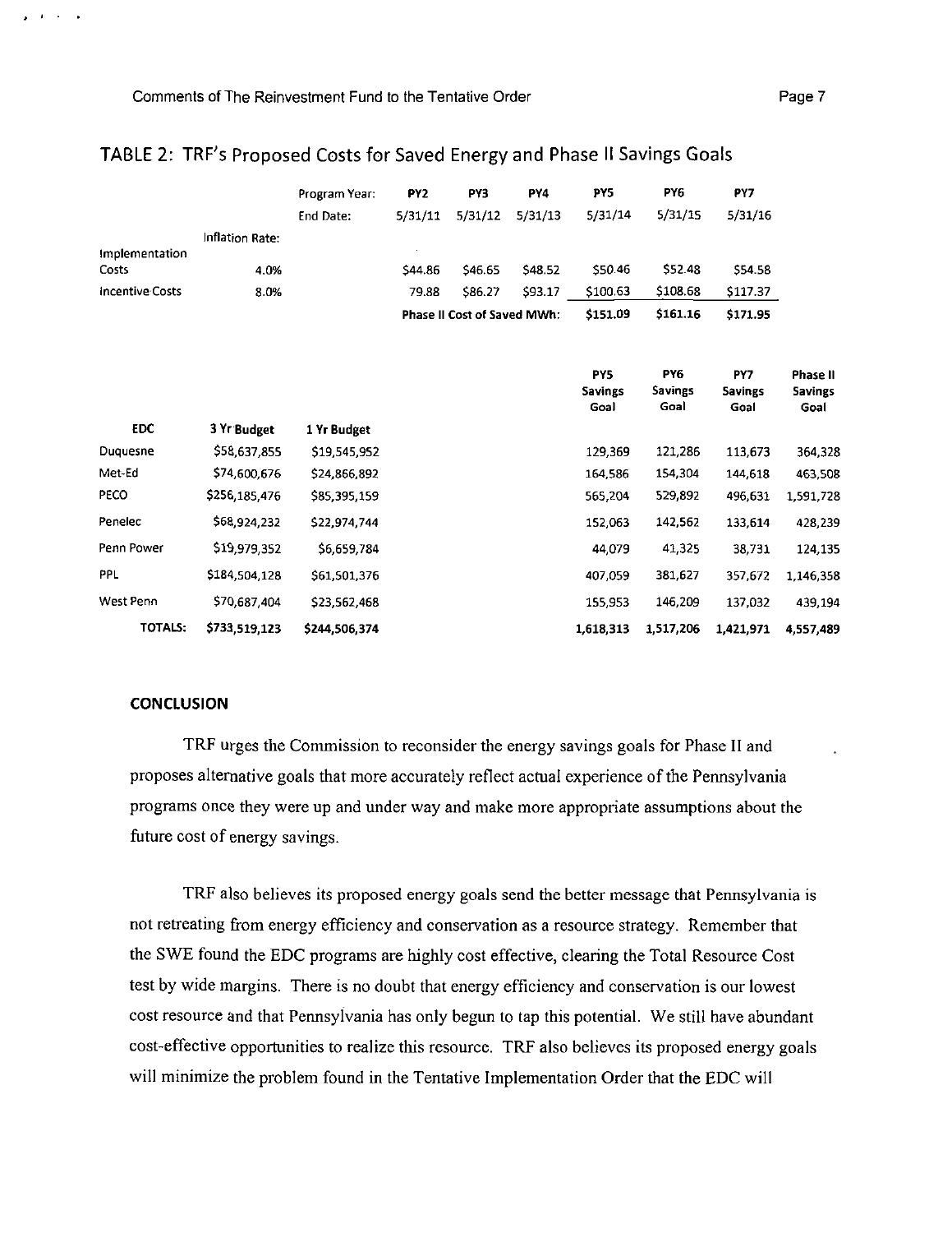## TABLE 2: TRF's Proposed Costs for Saved Energy and Phase II Savings Goals

| | | Program Year: | PY2 | PY3 | PY4 | PY5 | PY6 | PY7 |
|---|---|---|---|---|---|---|---|---|
| | | End Date: | 5/31/11 | 5/31/12 | 5/31/13 | 5/31/14 | 5/31/15 | 5/31/16 |
| | Inflation Rate: | | | | | | | |
| Implementation Costs | 4.0% | | $44.86 | $46.65 | $48.52 | $50.46 | $52.48 | $54.58 |
| Incentive Costs | 8.0% | | 79.88 | $86.27 | $93.17 | $100.63 | $108.68 | $117.37 |
| | | | Phase II Cost of Saved MWh: | | | $151.09 | $161.16 | $171.95 |

| EDC | 3 Yr Budget | 1 Yr Budget | PY5 Savings Goal | PY6 Savings Goal | PY7 Savings Goal | Phase II Savings Goal |
|---|---|---|---|---|---|---|
| Duquesne | $58,637,855 | $19,545,952 | 129,369 | 121,286 | 113,673 | 364,328 |
| Met-Ed | $74,600,676 | $24,866,892 | 164,586 | 154,304 | 144,618 | 463,508 |
| PECO | $256,185,476 | $85,395,159 | 565,204 | 529,892 | 496,631 | 1,591,728 |
| Penelec | $68,924,232 | $22,974,744 | 152,063 | 142,562 | 133,614 | 428,239 |
| Penn Power | $19,979,352 | $6,659,784 | 44,079 | 41,325 | 38,731 | 124,135 |
| PPL | $184,504,128 | $61,501,376 | 407,059 | 381,627 | 357,672 | 1,146,358 |
| West Penn | $70,687,404 | $23,562,468 | 155,953 | 146,209 | 137,032 | 439,194 |
| **TOTALS:** | **$733,519,123** | **$244,506,374** | **1,618,313** | **1,517,206** | **1,421,971** | **4,557,489** |

### CONCLUSION

TRF urges the Commission to reconsider the energy savings goals for Phase II and proposes alternative goals that more accurately reflect actual experience of the Pennsylvania programs once they were up and under way and make more appropriate assumptions about the future cost of energy savings.

TRF also believes its proposed energy goals send the better message that Pennsylvania is not retreating from energy efficiency and conservation as a resource strategy. Remember that the SWE found the EDC programs are highly cost effective, clearing the Total Resource Cost test by wide margins. There is no doubt that energy efficiency and conservation is our lowest cost resource and that Pennsylvania has only begun to tap this potential. We still have abundant cost-effective opportunities to realize this resource. TRF also believes its proposed energy goals will minimize the problem found in the Tentative Implementation Order that the EDC will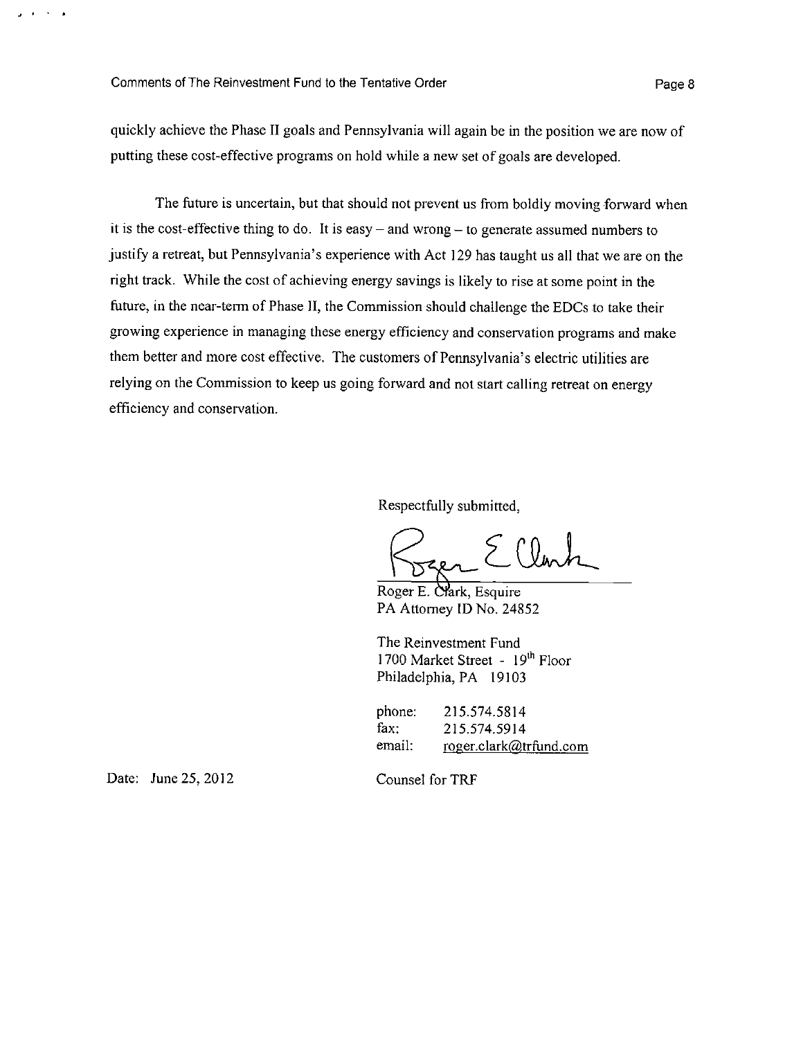quickly achieve the Phase II goals and Pennsylvania will again be in the position we are now of putting these cost-effective programs on hold while a new set of goals are developed.

The future is uncertain, but that should not prevent us from boldly moving forward when it is the cost-effective thing to do. It is easy – and wrong – to generate assumed numbers to justify a retreat, but Pennsylvania's experience with Act 129 has taught us all that we are on the right track. While the cost of achieving energy savings is likely to rise at some point in the future, in the near-term of Phase II, the Commission should challenge the EDCs to take their growing experience in managing these energy efficiency and conservation programs and make them better and more cost effective. The customers of Pennsylvania's electric utilities are relying on the Commission to keep us going forward and not start calling retreat on energy efficiency and conservation.

Respectfully submitted,

Roger E. Clark, Esquire
PA Attorney ID No. 24852

The Reinvestment Fund
1700 Market Street - 19th Floor
Philadelphia, PA 19103

phone: 215.574.5814
fax: 215.574.5914
email: roger.clark@trfund.com

Date: June 25, 2012

Counsel for TRF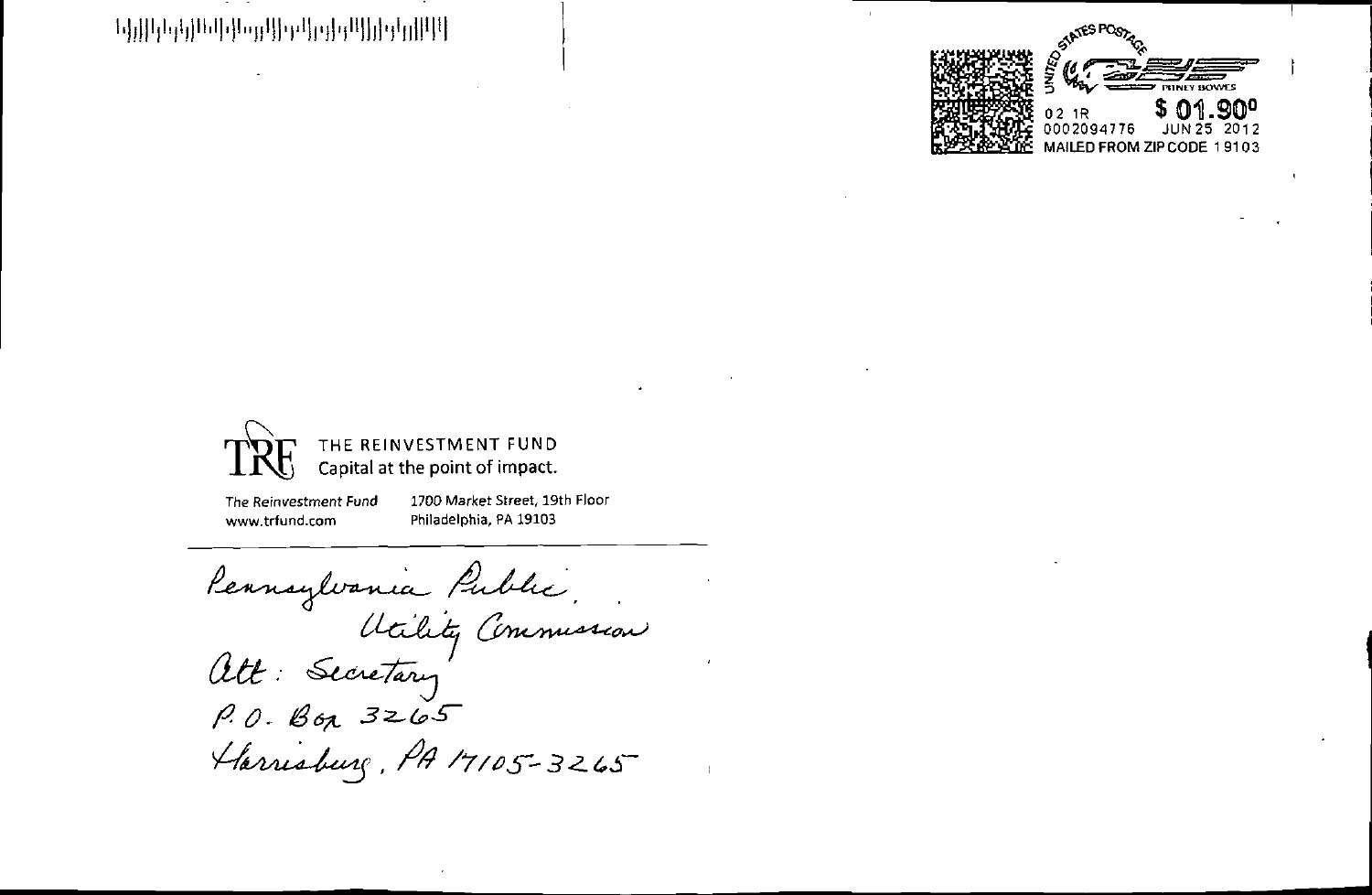UNITED STATES POSTAGE
PITNEY BOWES
02 1R $ 01.90[0]
0002094776 JUN 25 2012
MAILED FROM ZIP CODE 19103

THE REINVESTMENT FUND
Capital at the point of impact.

*The Reinvestment Fund*
www.trfund.com

1700 Market Street, 19th Floor
Philadelphia, PA 19103

Pennsylvania Public
Utility Commission
Att: Secretary
P.O. Box 3265
Harrisburg, PA 17105-3265